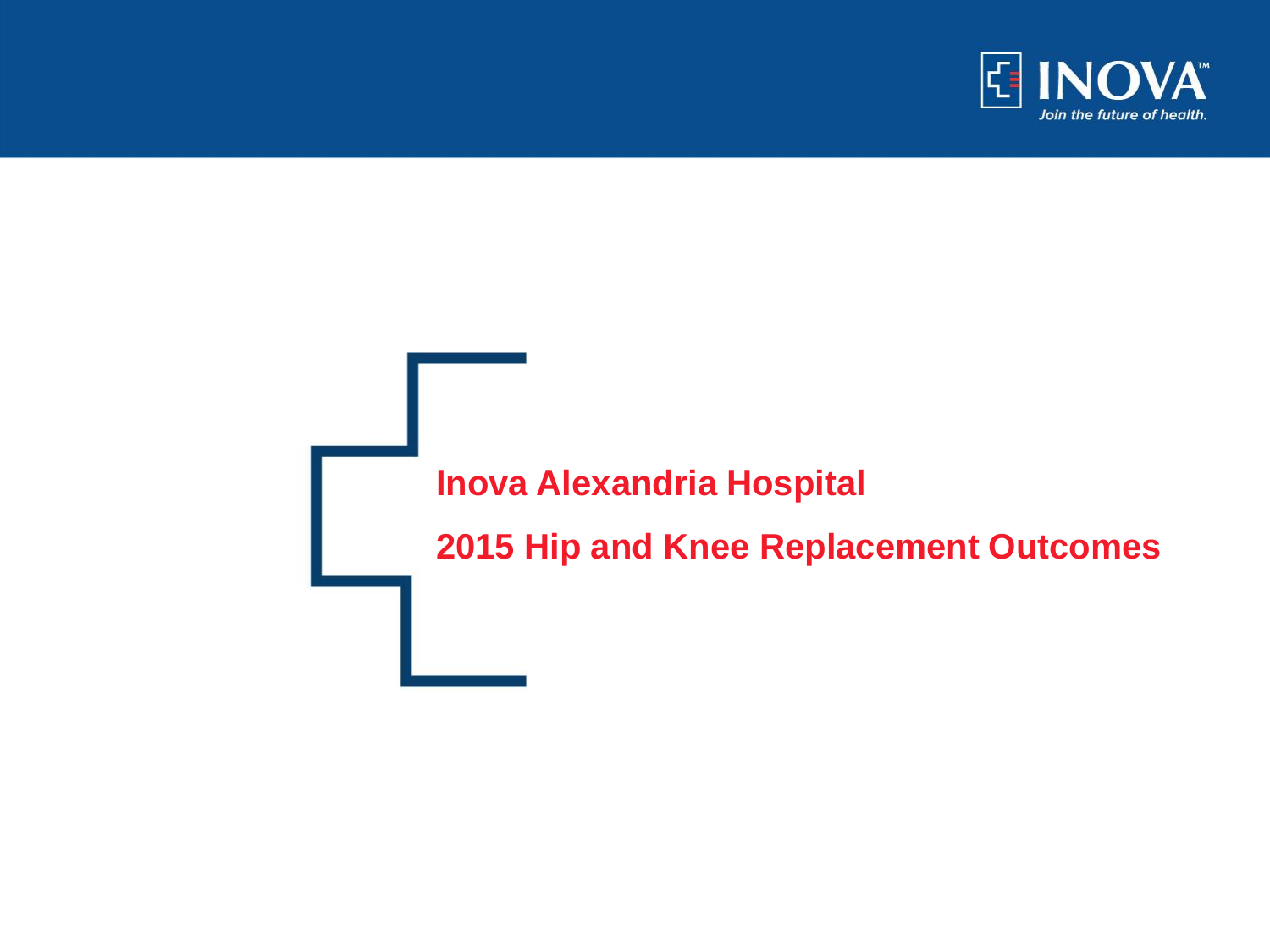# Inova Alexandria Hospital

# 2015 Hip and Knee Replacement Outcomes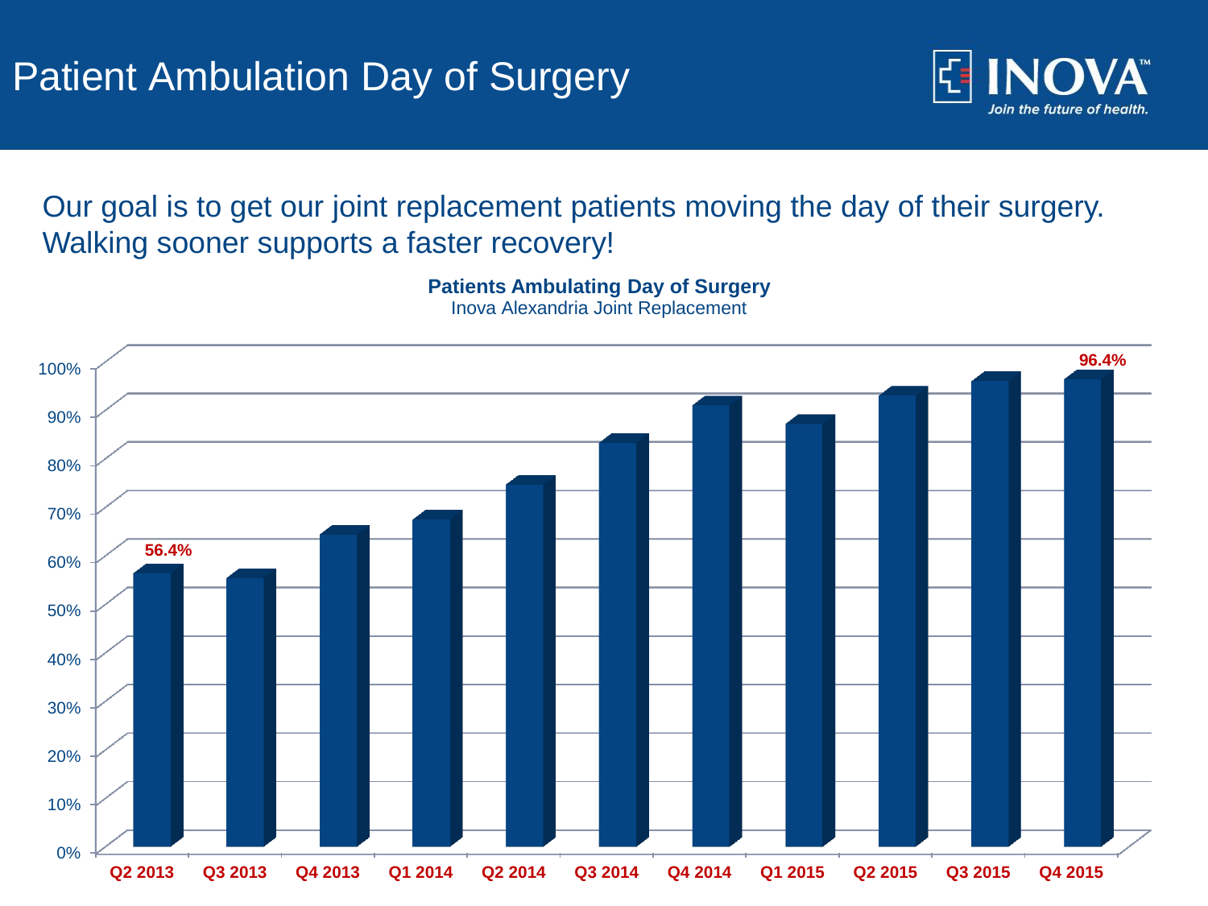# Patient Ambulation Day of Surgery

INOVA
*Join the future of health.*

Our goal is to get our joint replacement patients moving the day of their surgery. Walking sooner supports a faster recovery!

**Patients Ambulating Day of Surgery**
Inova Alexandria Joint Replacement

| Quarter | Value |
| --- | --- |
| Q2 2013 | 56.4% |
| Q3 2013 | |
| Q4 2013 | |
| Q1 2014 | |
| Q2 2014 | |
| Q3 2014 | |
| Q4 2014 | |
| Q1 2015 | |
| Q2 2015 | |
| Q3 2015 | |
| Q4 2015 | 96.4% |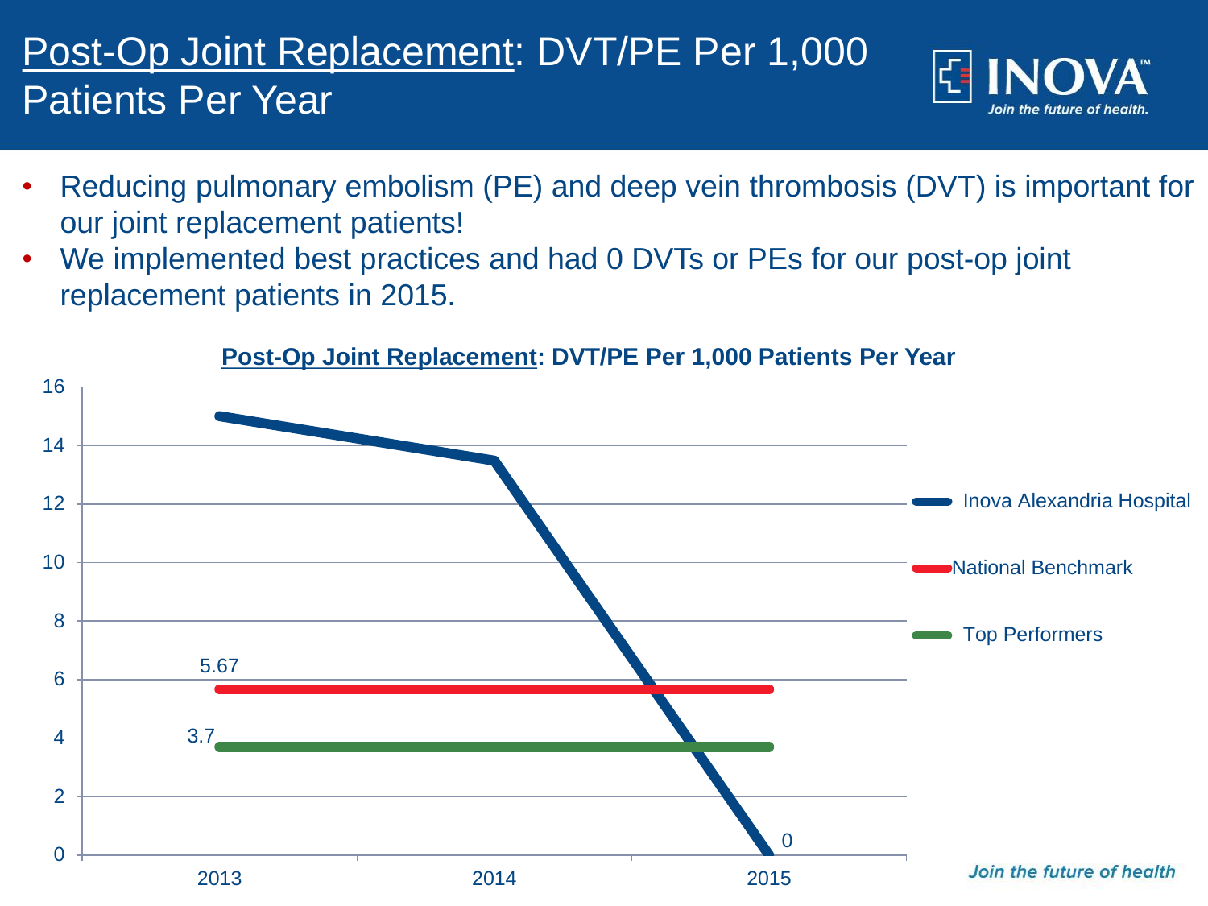# Post-Op Joint Replacement: DVT/PE Per 1,000 Patients Per Year

- Reducing pulmonary embolism (PE) and deep vein thrombosis (DVT) is important for our joint replacement patients!
- We implemented best practices and had 0 DVTs or PEs for our post-op joint replacement patients in 2015.

**Post-Op Joint Replacement: DVT/PE Per 1,000 Patients Per Year**

| | 2013 | 2014 | 2015 |
|---|---|---|---|
| Inova Alexandria Hospital | | | 0 |
| National Benchmark | 5.67 | | |
| Top Performers | 3.7 | | |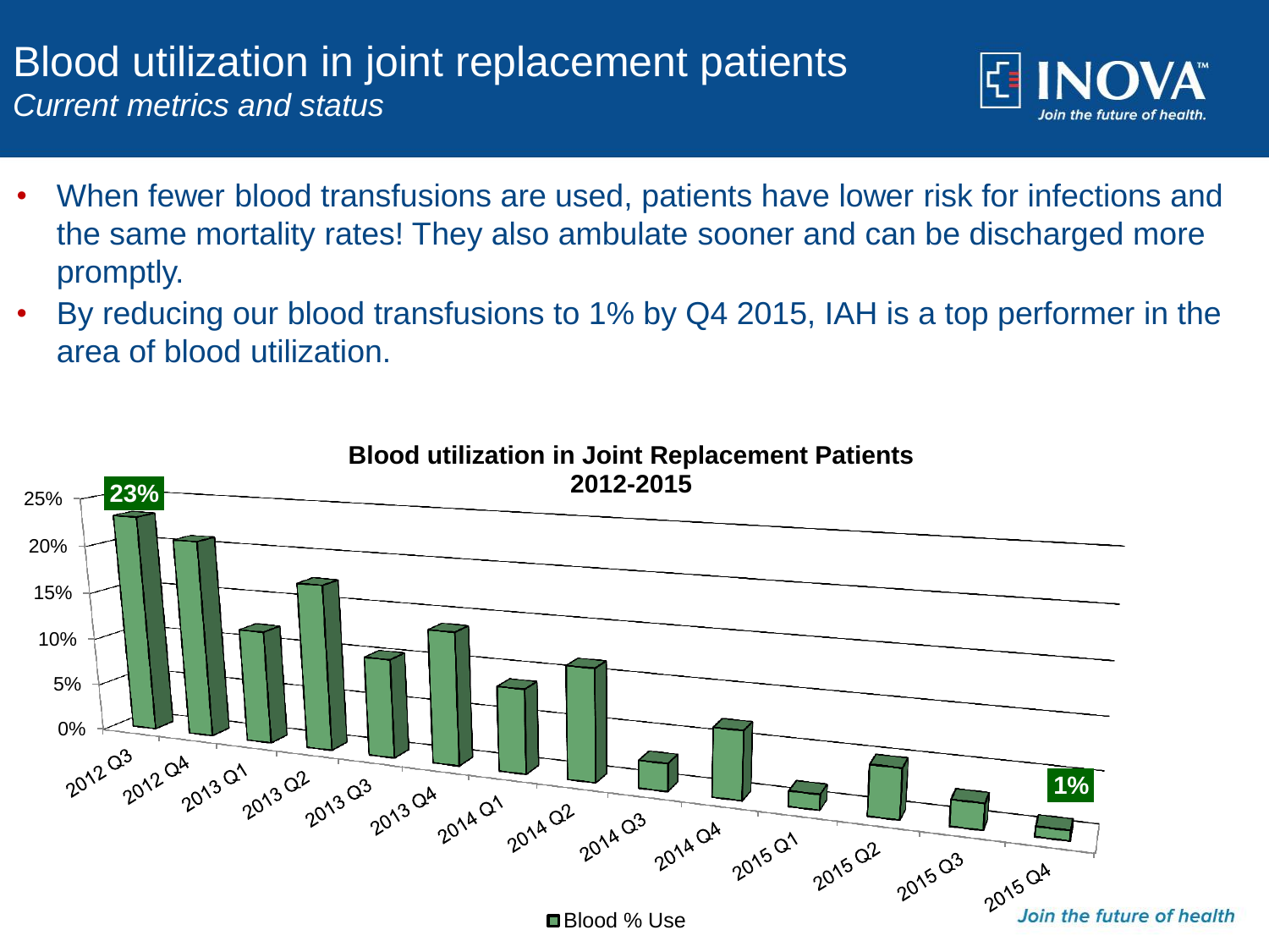# Blood utilization in joint replacement patients

*Current metrics and status*

INOVA
*Join the future of health.*

- When fewer blood transfusions are used, patients have lower risk for infections and the same mortality rates! They also ambulate sooner and can be discharged more promptly.
- By reducing our blood transfusions to 1% by Q4 2015, IAH is a top performer in the area of blood utilization.

**Blood utilization in Joint Replacement Patients 2012-2015**

25%
20%
15%
10%
5%
0%

23%

1%

2012 Q3
2012 Q4
2013 Q1
2013 Q2
2013 Q3
2013 Q4
2014 Q1
2014 Q2
2014 Q3
2014 Q4
2015 Q1
2015 Q2
2015 Q3
2015 Q4

Blood % Use

*Join the future of health*